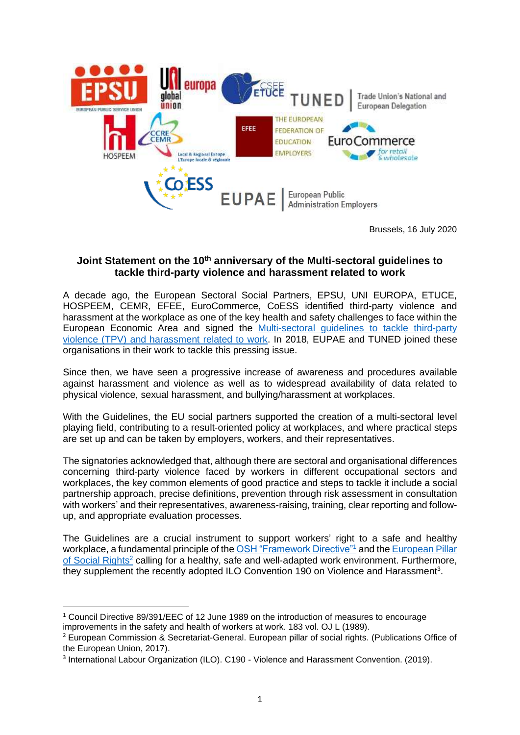Brussels, 16 July 2020

**Joint Statement on the 10th anniversary of the Multi-sectoral guidelines to tackle third-party violence and harassment related to work**

A decade ago, the European Sectoral Social Partners, EPSU, UNI EUROPA, ETUCE, HOSPEEM, CEMR, EFEE, EuroCommerce, CoESS identified third-party violence and harassment at the workplace as one of the key health and safety challenges to face within the European Economic Area and signed the Multi-sectoral guidelines to tackle third-party violence (TPV) and harassment related to work. In 2018, EUPAE and TUNED joined these organisations in their work to tackle this pressing issue.

Since then, we have seen a progressive increase of awareness and procedures available against harassment and violence as well as to widespread availability of data related to physical violence, sexual harassment, and bullying/harassment at workplaces.

With the Guidelines, the EU social partners supported the creation of a multi-sectoral level playing field, contributing to a result-oriented policy at workplaces, and where practical steps are set up and can be taken by employers, workers, and their representatives.

The signatories acknowledged that, although there are sectoral and organisational differences concerning third-party violence faced by workers in different occupational sectors and workplaces, the key common elements of good practice and steps to tackle it include a social partnership approach, precise definitions, prevention through risk assessment in consultation with workers' and their representatives, awareness-raising, training, clear reporting and follow-up, and appropriate evaluation processes.

The Guidelines are a crucial instrument to support workers' right to a safe and healthy workplace, a fundamental principle of the OSH "Framework Directive"[1] and the European Pillar of Social Rights[2] calling for a healthy, safe and well-adapted work environment. Furthermore, they supplement the recently adopted ILO Convention 190 on Violence and Harassment[3].

---

[1] Council Directive 89/391/EEC of 12 June 1989 on the introduction of measures to encourage improvements in the safety and health of workers at work. 183 vol. OJ L (1989).

[2] European Commission & Secretariat-General. European pillar of social rights. (Publications Office of the European Union, 2017).

[3] International Labour Organization (ILO). C190 - Violence and Harassment Convention. (2019).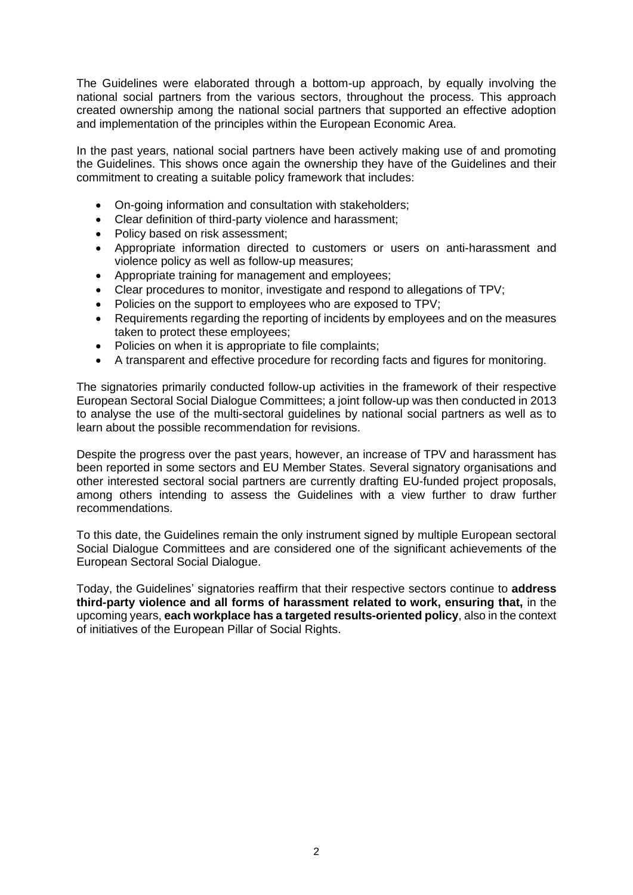The Guidelines were elaborated through a bottom-up approach, by equally involving the national social partners from the various sectors, throughout the process. This approach created ownership among the national social partners that supported an effective adoption and implementation of the principles within the European Economic Area.

In the past years, national social partners have been actively making use of and promoting the Guidelines. This shows once again the ownership they have of the Guidelines and their commitment to creating a suitable policy framework that includes:

- On-going information and consultation with stakeholders;
- Clear definition of third-party violence and harassment;
- Policy based on risk assessment;
- Appropriate information directed to customers or users on anti-harassment and violence policy as well as follow-up measures;
- Appropriate training for management and employees;
- Clear procedures to monitor, investigate and respond to allegations of TPV;
- Policies on the support to employees who are exposed to TPV;
- Requirements regarding the reporting of incidents by employees and on the measures taken to protect these employees;
- Policies on when it is appropriate to file complaints;
- A transparent and effective procedure for recording facts and figures for monitoring.

The signatories primarily conducted follow-up activities in the framework of their respective European Sectoral Social Dialogue Committees; a joint follow-up was then conducted in 2013 to analyse the use of the multi-sectoral guidelines by national social partners as well as to learn about the possible recommendation for revisions.

Despite the progress over the past years, however, an increase of TPV and harassment has been reported in some sectors and EU Member States. Several signatory organisations and other interested sectoral social partners are currently drafting EU-funded project proposals, among others intending to assess the Guidelines with a view further to draw further recommendations.

To this date, the Guidelines remain the only instrument signed by multiple European sectoral Social Dialogue Committees and are considered one of the significant achievements of the European Sectoral Social Dialogue.

Today, the Guidelines' signatories reaffirm that their respective sectors continue to **address third-party violence and all forms of harassment related to work, ensuring that,** in the upcoming years, **each workplace has a targeted results-oriented policy**, also in the context of initiatives of the European Pillar of Social Rights.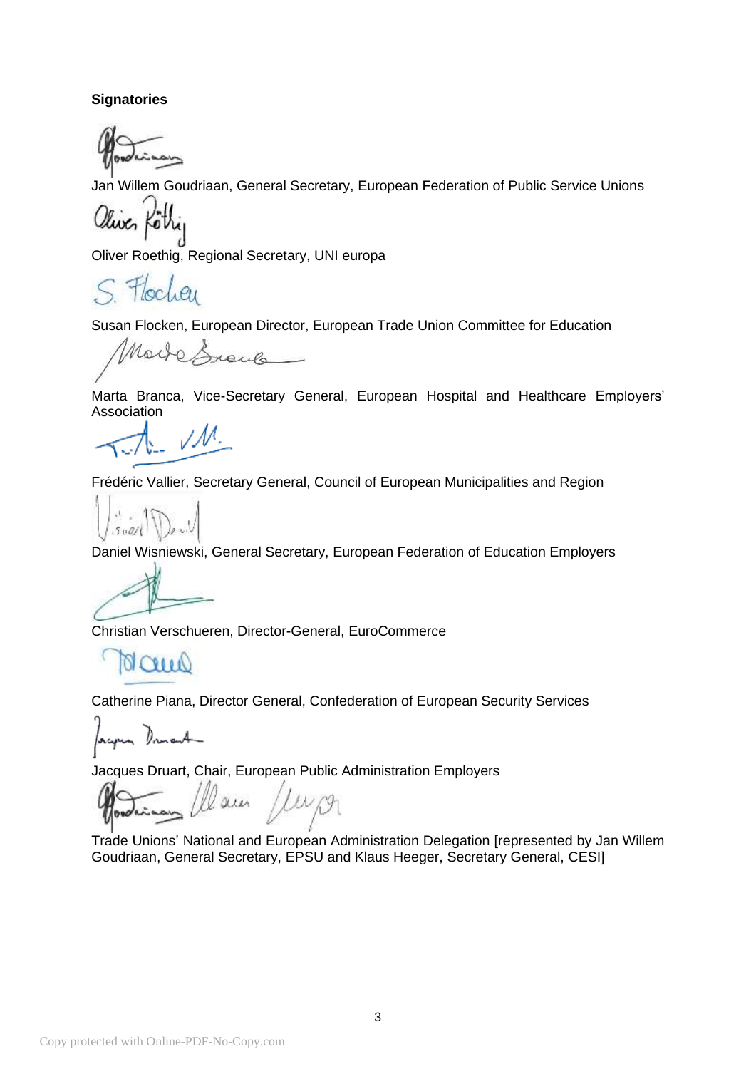**Signatories**

Jan Willem Goudriaan, General Secretary, European Federation of Public Service Unions

Oliver Roethig, Regional Secretary, UNI europa

Susan Flocken, European Director, European Trade Union Committee for Education

Marta Branca, Vice-Secretary General, European Hospital and Healthcare Employers' Association

Frédéric Vallier, Secretary General, Council of European Municipalities and Region

Daniel Wisniewski, General Secretary, European Federation of Education Employers

Christian Verschueren, Director-General, EuroCommerce

Catherine Piana, Director General, Confederation of European Security Services

Jacques Druart, Chair, European Public Administration Employers

Trade Unions' National and European Administration Delegation [represented by Jan Willem Goudriaan, General Secretary, EPSU and Klaus Heeger, Secretary General, CESI]